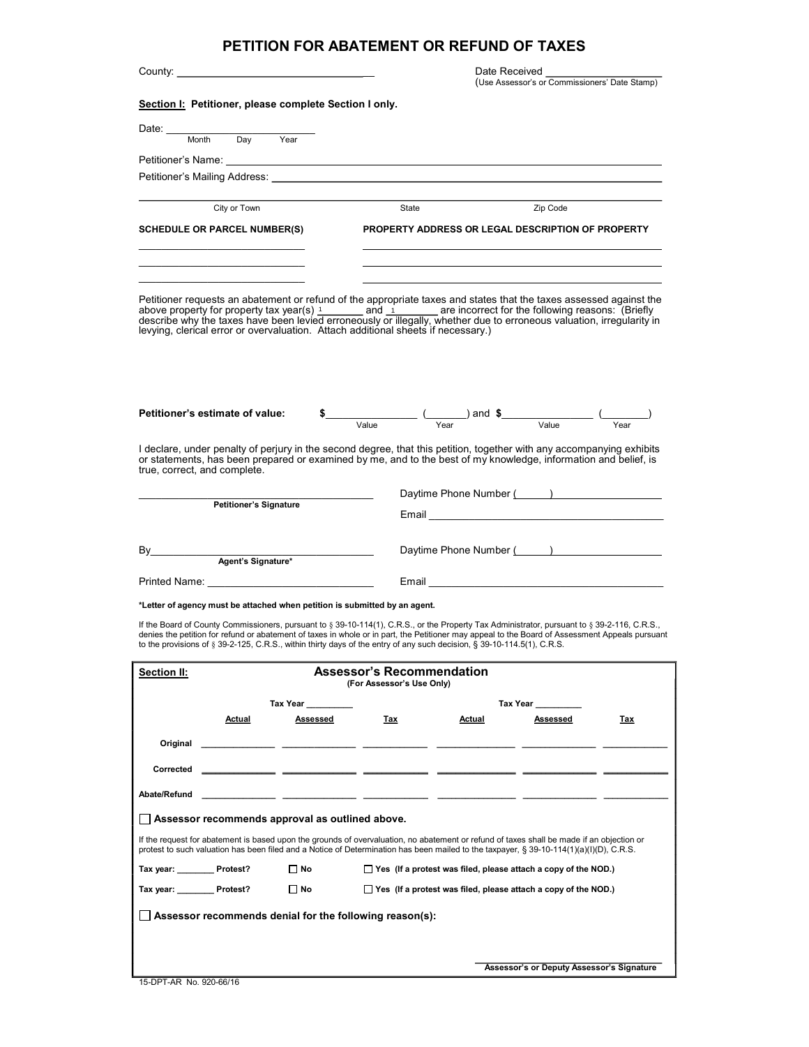# PETITION FOR ABATEMENT OR REFUND OF TAXES

County: ________________________________ Date Received ____________________
(Use Assessor's or Commissioners' Date Stamp)

**Section I: Petitioner, please complete Section I only.**

Date: ____________________________
Month Day Year

Petitioner's Name: ____________________________________________

Petitioner's Mailing Address: ____________________________________________

____________________________________________
City or Town State Zip Code

| SCHEDULE OR PARCEL NUMBER(S) | PROPERTY ADDRESS OR LEGAL DESCRIPTION OF PROPERTY |
|---|---|
| | |
| | |
| | |

Petitioner requests an abatement or refund of the appropriate taxes and states that the taxes assessed against the above property for property tax year(s) 1_______ and 1_______ are incorrect for the following reasons: (Briefly describe why the taxes have been levied erroneously or illegally, whether due to erroneous valuation, irregularity in levying, clerical error or overvaluation. Attach additional sheets if necessary.)

**Petitioner's estimate of value:** $_______________ (_______) and $_______________ (________)
Value Year Value Year

I declare, under penalty of perjury in the second degree, that this petition, together with any accompanying exhibits or statements, has been prepared or examined by me, and to the best of my knowledge, information and belief, is true, correct, and complete.

______________________________ Daytime Phone Number (______) ____________________
**Petitioner's Signature**
Email ____________________________________

By______________________________ Daytime Phone Number (______) ____________________
**Agent's Signature***

Printed Name: ______________________________ Email ____________________________________

***Letter of agency must be attached when petition is submitted by an agent.**

If the Board of County Commissioners, pursuant to § 39-10-114(1), C.R.S., or the Property Tax Administrator, pursuant to § 39-2-116, C.R.S., denies the petition for refund or abatement of taxes in whole or in part, the Petitioner may appeal to the Board of Assessment Appeals pursuant to the provisions of § 39-2-125, C.R.S., within thirty days of the entry of any such decision, § 39-10-114.5(1), C.R.S.

**Section II:** **Assessor's Recommendation**
**(For Assessor's Use Only)**

| | Tax Year _________ | | | Tax Year _________ | | |
|---|---|---|---|---|---|---|
| | **Actual** | **Assessed** | **Tax** | **Actual** | **Assessed** | **Tax** |
| **Original** | | | | | | |
| **Corrected** | | | | | | |
| **Abate/Refund** | | | | | | |

☐ **Assessor recommends approval as outlined above.**

If the request for abatement is based upon the grounds of overvaluation, no abatement or refund of taxes shall be made if an objection or protest to such valuation has been filed and a Notice of Determination has been mailed to the taxpayer, § 39-10-114(1)(a)(I)(D), C.R.S.

**Tax year: ________ Protest?** ☐ **No** ☐ **Yes (If a protest was filed, please attach a copy of the NOD.)**

**Tax year: ________ Protest?** ☐ **No** ☐ **Yes (If a protest was filed, please attach a copy of the NOD.)**

☐ **Assessor recommends denial for the following reason(s):**

____________________________________
**Assessor's or Deputy Assessor's Signature**

15-DPT-AR No. 920-66/16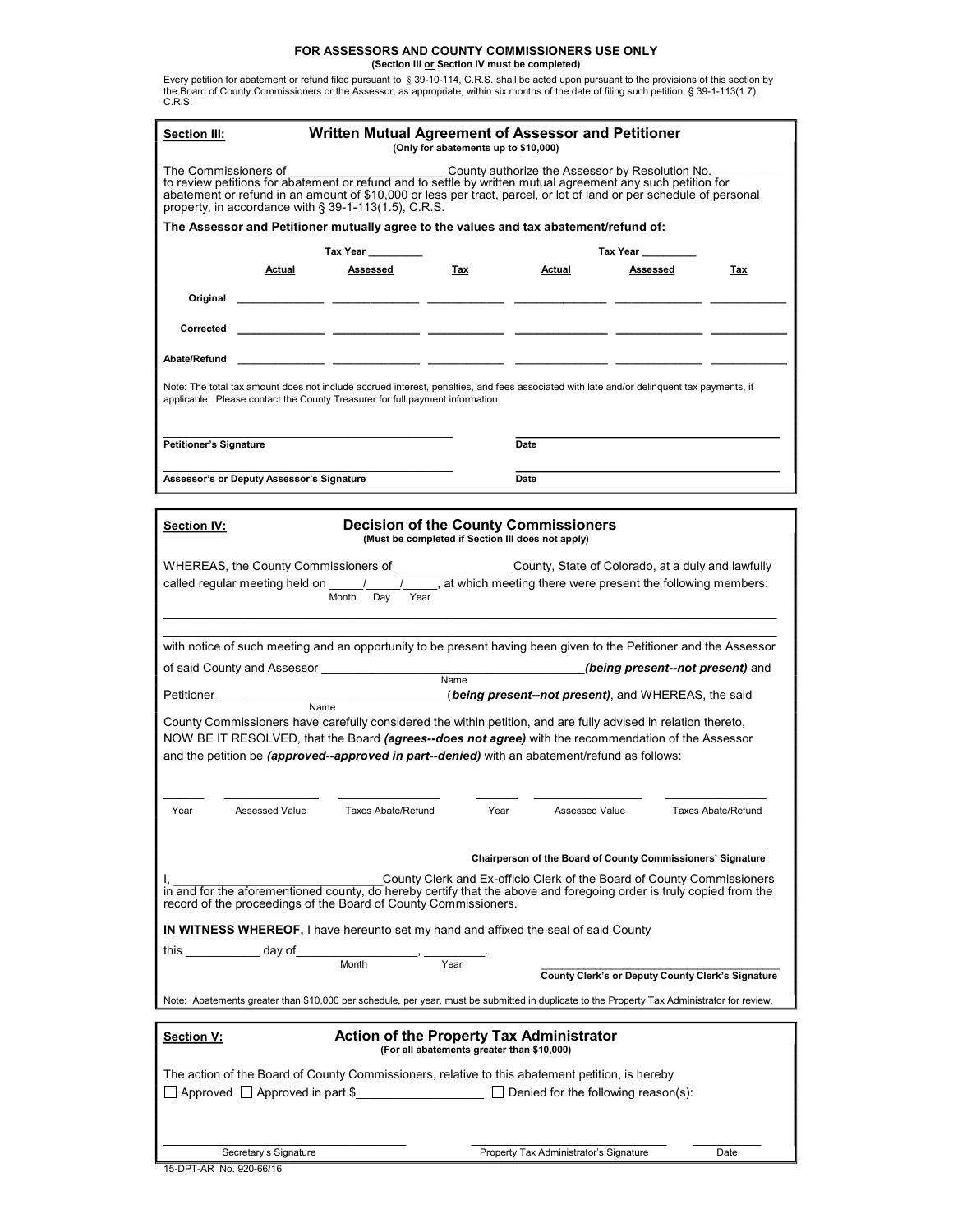**FOR ASSESSORS AND COUNTY COMMISSIONERS USE ONLY**
**(Section III or Section IV must be completed)**

Every petition for abatement or refund filed pursuant to § 39-10-114, C.R.S. shall be acted upon pursuant to the provisions of this section by the Board of County Commissioners or the Assessor, as appropriate, within six months of the date of filing such petition, § 39-1-113(1.7), C.R.S.

## Section III: Written Mutual Agreement of Assessor and Petitioner

**(Only for abatements up to $10,000)**

The Commissioners of _______________________ County authorize the Assessor by Resolution No. _________ to review petitions for abatement or refund and to settle by written mutual agreement any such petition for abatement or refund in an amount of $10,000 or less per tract, parcel, or lot of land or per schedule of personal property, in accordance with § 39-1-113(1.5), C.R.S.

**The Assessor and Petitioner mutually agree to the values and tax abatement/refund of:**

| | Tax Year _________ | | | Tax Year _________ | | |
|---|---|---|---|---|---|---|
| | **Actual** | **Assessed** | **Tax** | **Actual** | **Assessed** | **Tax** |
| **Original** | ______________ | ______________ | ____________ | ______________ | ______________ | ____________ |
| **Corrected** | ______________ | ______________ | ____________ | ______________ | ______________ | ____________ |
| **Abate/Refund** | ______________ | ______________ | ____________ | ______________ | ______________ | ____________ |

Note: The total tax amount does not include accrued interest, penalties, and fees associated with late and/or delinquent tax payments, if applicable. Please contact the County Treasurer for full payment information.

______________________________________ ______________________________________
**Petitioner's Signature** **Date**

______________________________________ ______________________________________
**Assessor's or Deputy Assessor's Signature** **Date**

## Section IV: Decision of the County Commissioners

**(Must be completed if Section III does not apply)**

WHEREAS, the County Commissioners of ________________ County, State of Colorado, at a duly and lawfully called regular meeting held on _____/_____/_____, at which meeting there were present the following members:
Month Day Year

______________________________________________________________________________

______________________________________________________________________________

with notice of such meeting and an opportunity to be present having been given to the Petitioner and the Assessor of said County and Assessor ______________________________________ *(being present--not present)* and
Name

Petitioner __________________________________(***being present--not present***), and WHEREAS, the said
Name

County Commissioners have carefully considered the within petition, and are fully advised in relation thereto, NOW BE IT RESOLVED, that the Board ***(agrees--does not agree)*** with the recommendation of the Assessor and the petition be ***(approved--approved in part--denied)*** with an abatement/refund as follows:

| | | | | | |
|---|---|---|---|---|---|
| ______ | ______________ | ______________ | ______ | ______________ | ______________ |
| Year | Assessed Value | Taxes Abate/Refund | Year | Assessed Value | Taxes Abate/Refund |

______________________________________
**Chairperson of the Board of County Commissioners' Signature**

I, ______________________________County Clerk and Ex-officio Clerk of the Board of County Commissioners in and for the aforementioned county, do hereby certify that the above and foregoing order is truly copied from the record of the proceedings of the Board of County Commissioners.

**IN WITNESS WHEREOF,** I have hereunto set my hand and affixed the seal of said County

this ___________ day of__________________, _________.
Month Year

______________________________________
**County Clerk's or Deputy County Clerk's Signature**

Note: Abatements greater than $10,000 per schedule, per year, must be submitted in duplicate to the Property Tax Administrator for review.

## Section V: Action of the Property Tax Administrator

**(For all abatements greater than $10,000)**

The action of the Board of County Commissioners, relative to this abatement petition, is hereby

☐ Approved ☐ Approved in part $__________________ ☐ Denied for the following reason(s):

______________________________ ______________________________ ____________
Secretary's Signature Property Tax Administrator's Signature Date

15-DPT-AR No. 920-66/16